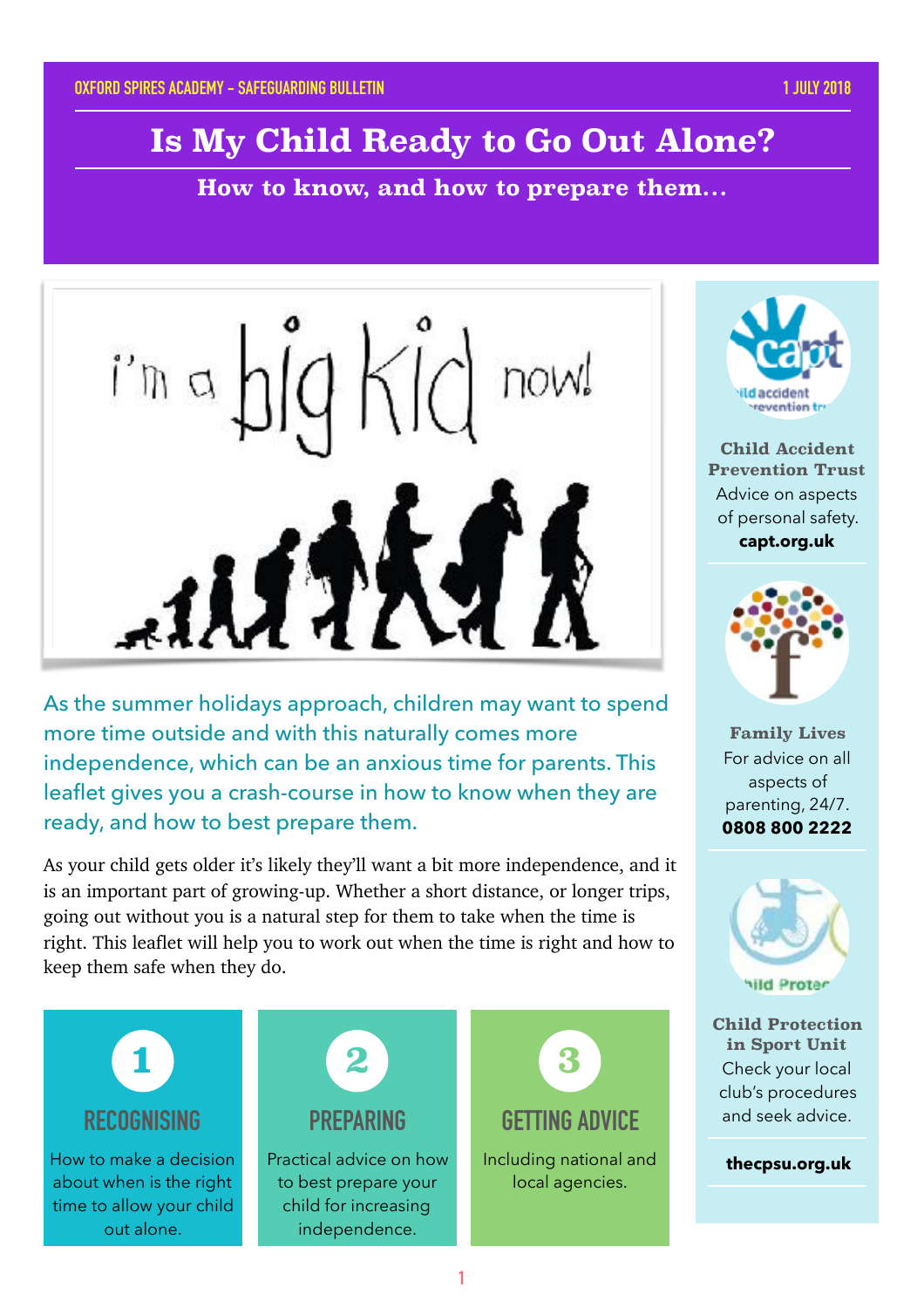OXFORD SPIRES ACADEMY – SAFEGUARDING BULLETIN

1 JULY 2018

# Is My Child Ready to Go Out Alone?

**How to know, and how to prepare them…**

As the summer holidays approach, children may want to spend more time outside and with this naturally comes more independence, which can be an anxious time for parents. This leaflet gives you a crash-course in how to know when they are ready, and how to best prepare them.

As your child gets older it's likely they'll want a bit more independence, and it is an important part of growing-up. Whether a short distance, or longer trips, going out without you is a natural step for them to take when the time is right. This leaflet will help you to work out when the time is right and how to keep them safe when they do.

## 1 RECOGNISING

How to make a decision about when is the right time to allow your child out alone.

## 2 PREPARING

Practical advice on how to best prepare your child for increasing independence.

## 3 GETTING ADVICE

Including national and local agencies.

---

**Child Accident Prevention Trust**

Advice on aspects of personal safety.

**capt.org.uk**

**Family Lives**

For advice on all aspects of parenting, 24/7.

**0808 800 2222**

**Child Protection in Sport Unit**

Check your local club's procedures and seek advice.

**thecpsu.org.uk**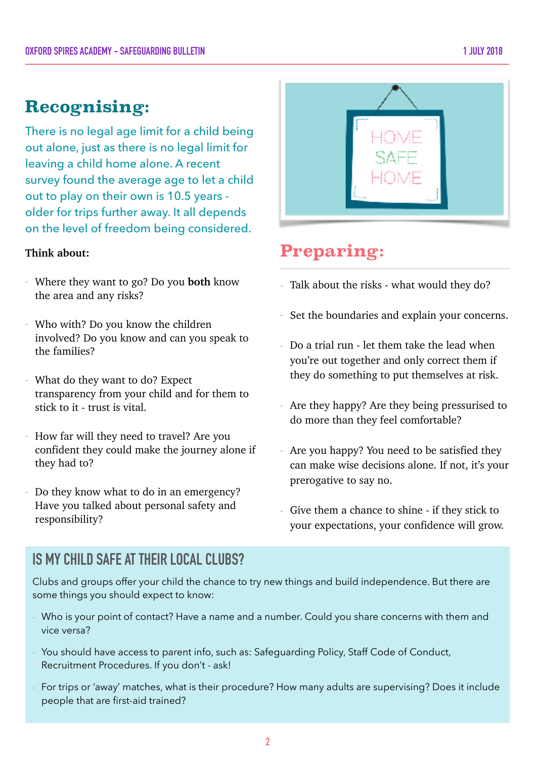## Recognising:

There is no legal age limit for a child being out alone, just as there is no legal limit for leaving a child home alone. A recent survey found the average age to let a child out to play on their own is 10.5 years - older for trips further away. It all depends on the level of freedom being considered.

**Think about:**

- Where they want to go? Do you **both** know the area and any risks?
- Who with? Do you know the children involved? Do you know and can you speak to the families?
- What do they want to do? Expect transparency from your child and for them to stick to it - trust is vital.
- How far will they need to travel? Are you confident they could make the journey alone if they had to?
- Do they know what to do in an emergency? Have you talked about personal safety and responsibility?

## Preparing:

- Talk about the risks - what would they do?
- Set the boundaries and explain your concerns.
- Do a trial run - let them take the lead when you're out together and only correct them if they do something to put themselves at risk.
- Are they happy? Are they being pressurised to do more than they feel comfortable?
- Are you happy? You need to be satisfied they can make wise decisions alone. If not, it's your prerogative to say no.
- Give them a chance to shine - if they stick to your expectations, your confidence will grow.

## IS MY CHILD SAFE AT THEIR LOCAL CLUBS?

Clubs and groups offer your child the chance to try new things and build independence. But there are some things you should expect to know:

- Who is your point of contact? Have a name and a number. Could you share concerns with them and vice versa?
- You should have access to parent info, such as: Safeguarding Policy, Staff Code of Conduct, Recruitment Procedures. If you don't - ask!
- For trips or 'away' matches, what is their procedure? How many adults are supervising? Does it include people that are first-aid trained?